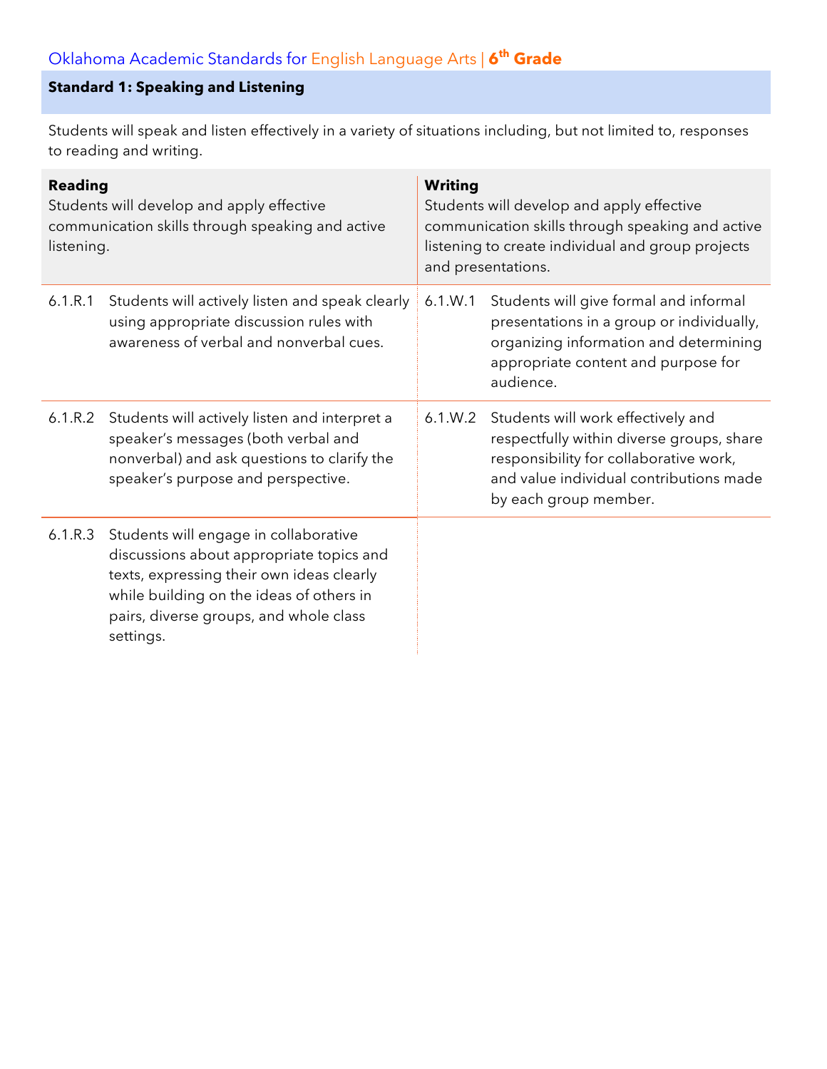Oklahoma Academic Standards for English Language Arts | **6th Grade**

## Standard 1: Speaking and Listening

Students will speak and listen effectively in a variety of situations including, but not limited to, responses to reading and writing.

| **Reading**<br>Students will develop and apply effective communication skills through speaking and active listening. | **Writing**<br>Students will develop and apply effective communication skills through speaking and active listening to create individual and group projects and presentations. |
|---|---|
| 6.1.R.1 Students will actively listen and speak clearly using appropriate discussion rules with awareness of verbal and nonverbal cues. | 6.1.W.1 Students will give formal and informal presentations in a group or individually, organizing information and determining appropriate content and purpose for audience. |
| 6.1.R.2 Students will actively listen and interpret a speaker's messages (both verbal and nonverbal) and ask questions to clarify the speaker's purpose and perspective. | 6.1.W.2 Students will work effectively and respectfully within diverse groups, share responsibility for collaborative work, and value individual contributions made by each group member. |
| 6.1.R.3 Students will engage in collaborative discussions about appropriate topics and texts, expressing their own ideas clearly while building on the ideas of others in pairs, diverse groups, and whole class settings. | |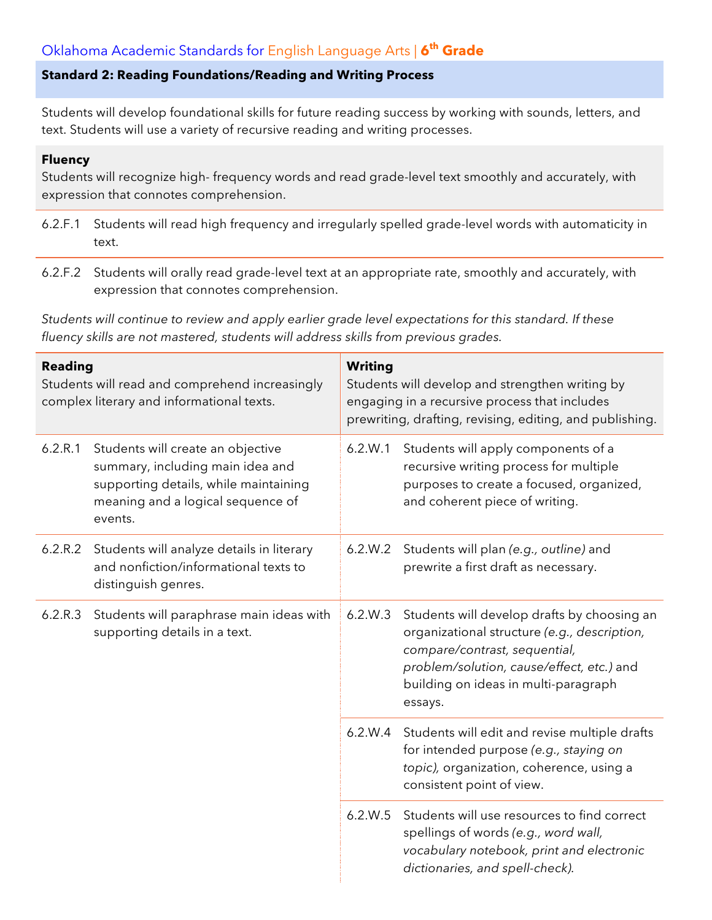## Standard 2: Reading Foundations/Reading and Writing Process

Students will develop foundational skills for future reading success by working with sounds, letters, and text. Students will use a variety of recursive reading and writing processes.

### Fluency

Students will recognize high- frequency words and read grade-level text smoothly and accurately, with expression that connotes comprehension.

6.2.F.1 Students will read high frequency and irregularly spelled grade-level words with automaticity in text.

6.2.F.2 Students will orally read grade-level text at an appropriate rate, smoothly and accurately, with expression that connotes comprehension.

*Students will continue to review and apply earlier grade level expectations for this standard. If these fluency skills are not mastered, students will address skills from previous grades.*

| **Reading** Students will read and comprehend increasingly complex literary and informational texts. | **Writing** Students will develop and strengthen writing by engaging in a recursive process that includes prewriting, drafting, revising, editing, and publishing. |
|---|---|
| 6.2.R.1 Students will create an objective summary, including main idea and supporting details, while maintaining meaning and a logical sequence of events. | 6.2.W.1 Students will apply components of a recursive writing process for multiple purposes to create a focused, organized, and coherent piece of writing. |
| 6.2.R.2 Students will analyze details in literary and nonfiction/informational texts to distinguish genres. | 6.2.W.2 Students will plan *(e.g., outline)* and prewrite a first draft as necessary. |
| 6.2.R.3 Students will paraphrase main ideas with supporting details in a text. | 6.2.W.3 Students will develop drafts by choosing an organizational structure *(e.g., description, compare/contrast, sequential, problem/solution, cause/effect, etc.)* and building on ideas in multi-paragraph essays. |
| | 6.2.W.4 Students will edit and revise multiple drafts for intended purpose *(e.g., staying on topic),* organization, coherence, using a consistent point of view. |
| | 6.2.W.5 Students will use resources to find correct spellings of words *(e.g., word wall, vocabulary notebook, print and electronic dictionaries, and spell-check).* |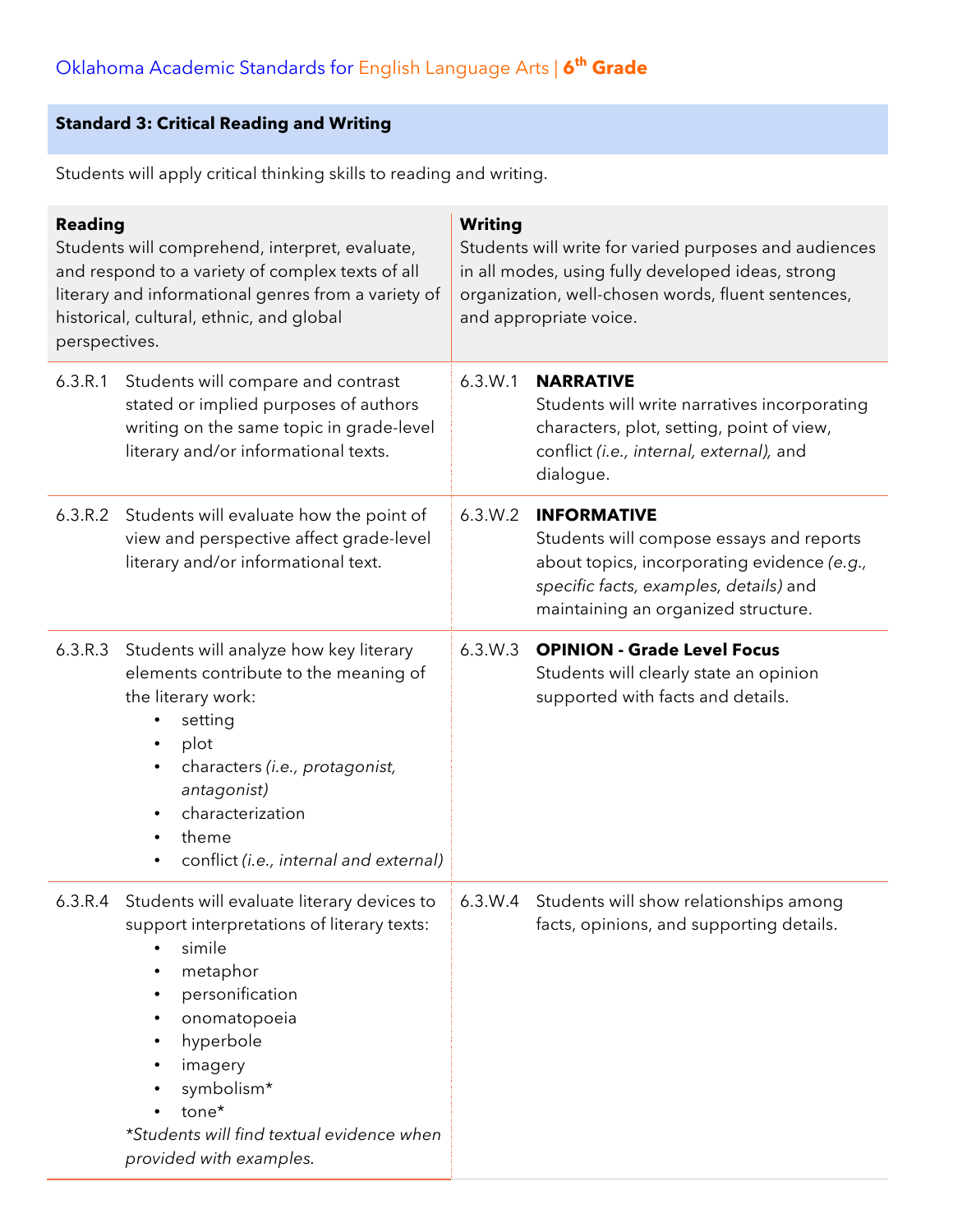Oklahoma Academic Standards for English Language Arts | **6th Grade**

## Standard 3: Critical Reading and Writing

Students will apply critical thinking skills to reading and writing.

| Reading | Writing |
|---|---|
| **Reading**<br>Students will comprehend, interpret, evaluate, and respond to a variety of complex texts of all literary and informational genres from a variety of historical, cultural, ethnic, and global perspectives. | **Writing**<br>Students will write for varied purposes and audiences in all modes, using fully developed ideas, strong organization, well-chosen words, fluent sentences, and appropriate voice. |
| 6.3.R.1 Students will compare and contrast stated or implied purposes of authors writing on the same topic in grade-level literary and/or informational texts. | 6.3.W.1 **NARRATIVE**<br>Students will write narratives incorporating characters, plot, setting, point of view, conflict *(i.e., internal, external),* and dialogue. |
| 6.3.R.2 Students will evaluate how the point of view and perspective affect grade-level literary and/or informational text. | 6.3.W.2 **INFORMATIVE**<br>Students will compose essays and reports about topics, incorporating evidence *(e.g., specific facts, examples, details)* and maintaining an organized structure. |
| 6.3.R.3 Students will analyze how key literary elements contribute to the meaning of the literary work:<br>• setting<br>• plot<br>• characters *(i.e., protagonist, antagonist)*<br>• characterization<br>• theme<br>• conflict *(i.e., internal and external)* | 6.3.W.3 **OPINION - Grade Level Focus**<br>Students will clearly state an opinion supported with facts and details. |
| 6.3.R.4 Students will evaluate literary devices to support interpretations of literary texts:<br>• simile<br>• metaphor<br>• personification<br>• onomatopoeia<br>• hyperbole<br>• imagery<br>• symbolism*<br>• tone*<br>*\*Students will find textual evidence when provided with examples.* | 6.3.W.4 Students will show relationships among facts, opinions, and supporting details. |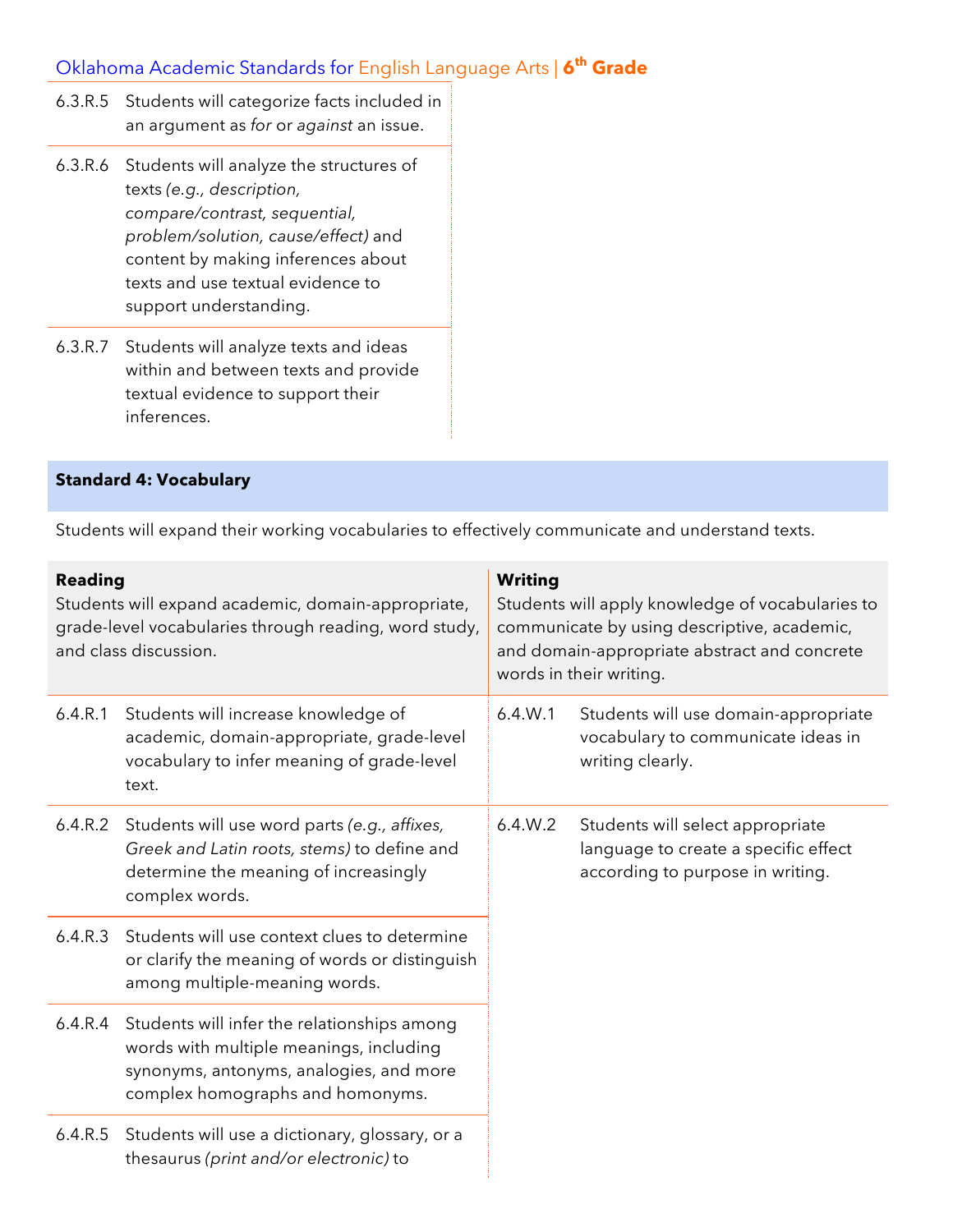| | |
|---|---|
| 6.3.R.5 | Students will categorize facts included in an argument as *for* or *against* an issue. |
| 6.3.R.6 | Students will analyze the structures of texts *(e.g., description, compare/contrast, sequential, problem/solution, cause/effect)* and content by making inferences about texts and use textual evidence to support understanding. |
| 6.3.R.7 | Students will analyze texts and ideas within and between texts and provide textual evidence to support their inferences. |

## Standard 4: Vocabulary

Students will expand their working vocabularies to effectively communicate and understand texts.

| **Reading**<br>Students will expand academic, domain-appropriate, grade-level vocabularies through reading, word study, and class discussion. | | **Writing**<br>Students will apply knowledge of vocabularies to communicate by using descriptive, academic, and domain-appropriate abstract and concrete words in their writing. | |
|---|---|---|---|
| 6.4.R.1 | Students will increase knowledge of academic, domain-appropriate, grade-level vocabulary to infer meaning of grade-level text. | 6.4.W.1 | Students will use domain-appropriate vocabulary to communicate ideas in writing clearly. |
| 6.4.R.2 | Students will use word parts *(e.g., affixes, Greek and Latin roots, stems)* to define and determine the meaning of increasingly complex words. | 6.4.W.2 | Students will select appropriate language to create a specific effect according to purpose in writing. |
| 6.4.R.3 | Students will use context clues to determine or clarify the meaning of words or distinguish among multiple-meaning words. | | |
| 6.4.R.4 | Students will infer the relationships among words with multiple meanings, including synonyms, antonyms, analogies, and more complex homographs and homonyms. | | |
| 6.4.R.5 | Students will use a dictionary, glossary, or a thesaurus *(print and/or electronic)* to | | |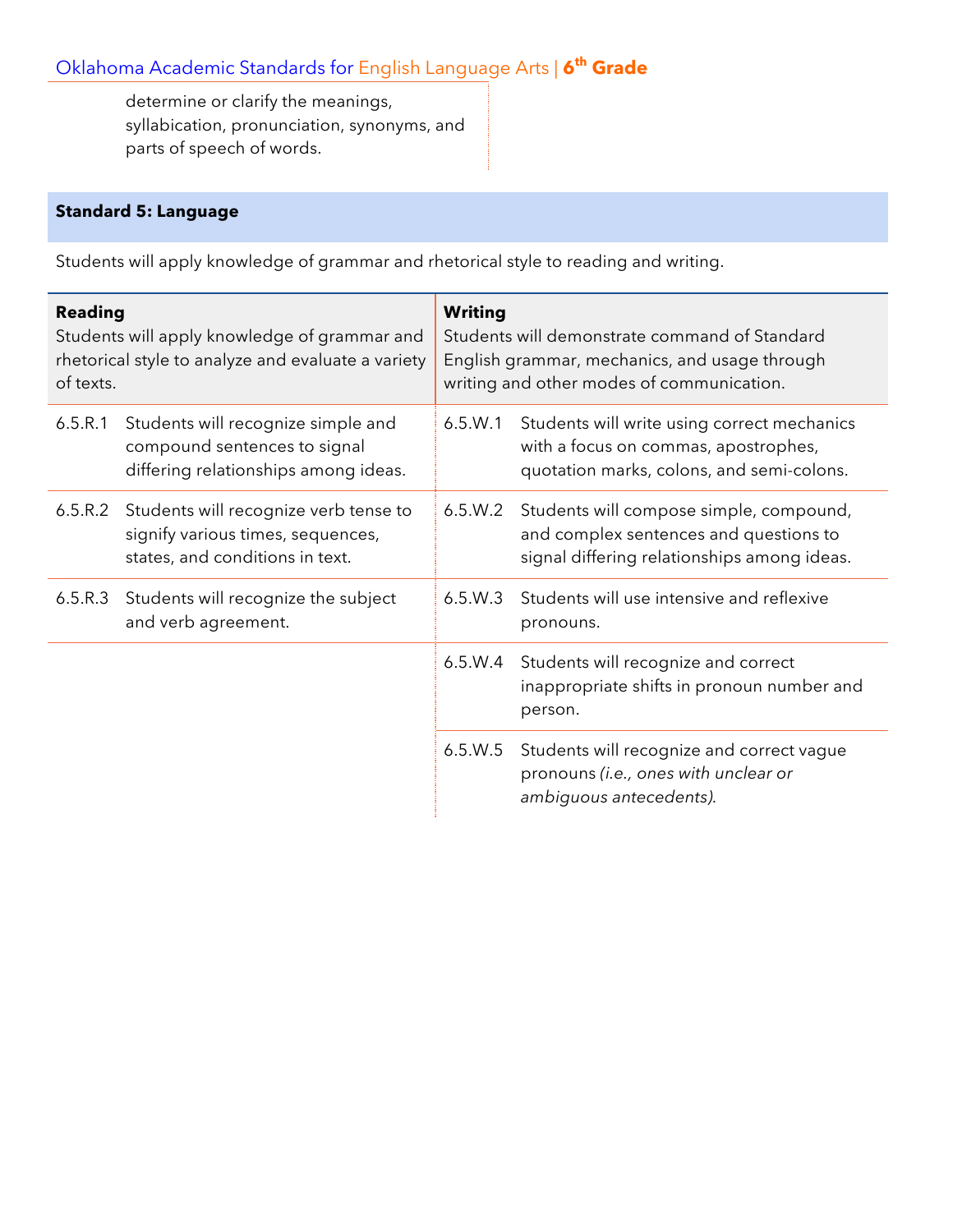determine or clarify the meanings, syllabication, pronunciation, synonyms, and parts of speech of words.

## Standard 5: Language

Students will apply knowledge of grammar and rhetorical style to reading and writing.

| Reading | | Writing | |
|---|---|---|---|
| **Reading** Students will apply knowledge of grammar and rhetorical style to analyze and evaluate a variety of texts. | | **Writing** Students will demonstrate command of Standard English grammar, mechanics, and usage through writing and other modes of communication. | |
| 6.5.R.1 | Students will recognize simple and compound sentences to signal differing relationships among ideas. | 6.5.W.1 | Students will write using correct mechanics with a focus on commas, apostrophes, quotation marks, colons, and semi-colons. |
| 6.5.R.2 | Students will recognize verb tense to signify various times, sequences, states, and conditions in text. | 6.5.W.2 | Students will compose simple, compound, and complex sentences and questions to signal differing relationships among ideas. |
| 6.5.R.3 | Students will recognize the subject and verb agreement. | 6.5.W.3 | Students will use intensive and reflexive pronouns. |
| | | 6.5.W.4 | Students will recognize and correct inappropriate shifts in pronoun number and person. |
| | | 6.5.W.5 | Students will recognize and correct vague pronouns *(i.e., ones with unclear or ambiguous antecedents).* |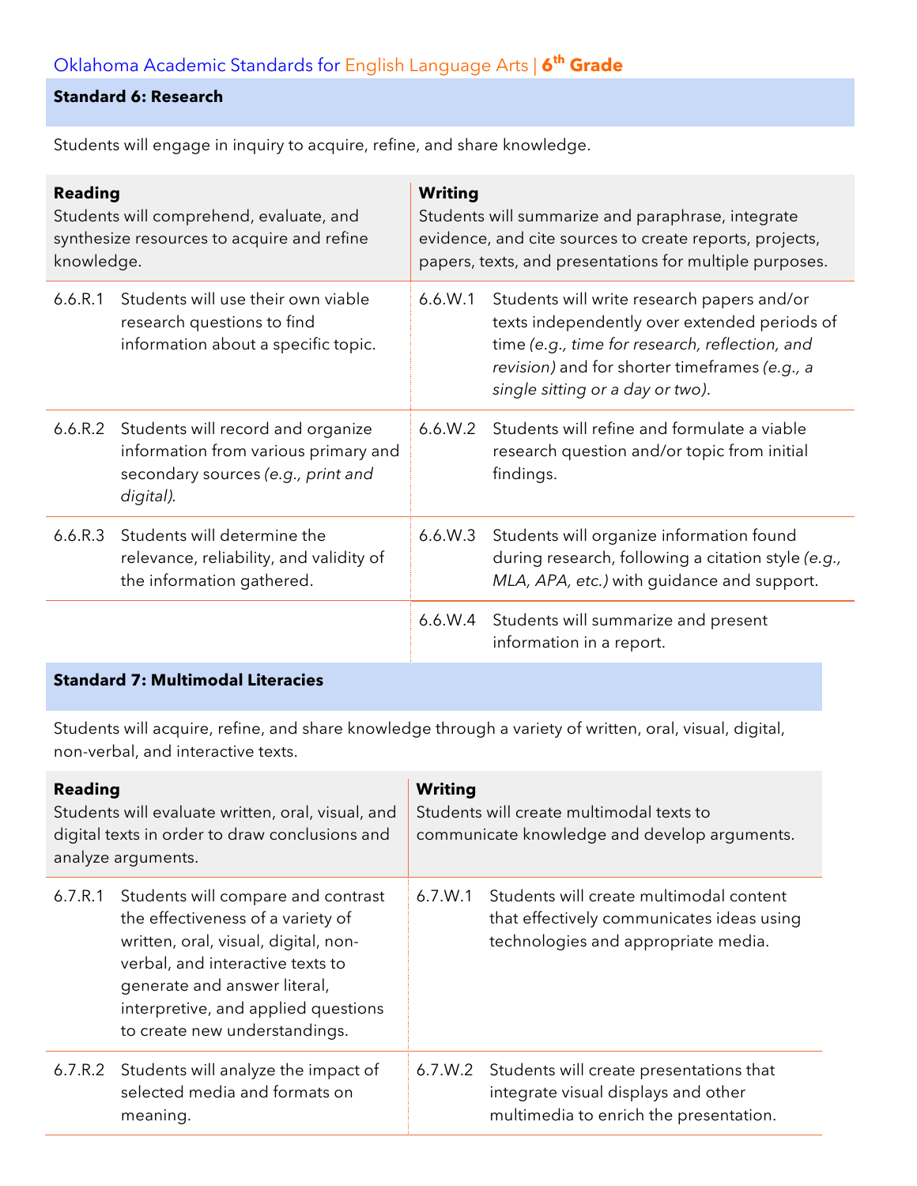Oklahoma Academic Standards for English Language Arts | **6th Grade**

## Standard 6: Research

Students will engage in inquiry to acquire, refine, and share knowledge.

| **Reading**<br>Students will comprehend, evaluate, and synthesize resources to acquire and refine knowledge. | | **Writing**<br>Students will summarize and paraphrase, integrate evidence, and cite sources to create reports, projects, papers, texts, and presentations for multiple purposes. | |
|---|---|---|---|
| 6.6.R.1 | Students will use their own viable research questions to find information about a specific topic. | 6.6.W.1 | Students will write research papers and/or texts independently over extended periods of time *(e.g., time for research, reflection, and revision)* and for shorter timeframes *(e.g., a single sitting or a day or two)*. |
| 6.6.R.2 | Students will record and organize information from various primary and secondary sources *(e.g., print and digital)*. | 6.6.W.2 | Students will refine and formulate a viable research question and/or topic from initial findings. |
| 6.6.R.3 | Students will determine the relevance, reliability, and validity of the information gathered. | 6.6.W.3 | Students will organize information found during research, following a citation style *(e.g., MLA, APA, etc.)* with guidance and support. |
| | | 6.6.W.4 | Students will summarize and present information in a report. |

## Standard 7: Multimodal Literacies

Students will acquire, refine, and share knowledge through a variety of written, oral, visual, digital, non-verbal, and interactive texts.

| **Reading**<br>Students will evaluate written, oral, visual, and digital texts in order to draw conclusions and analyze arguments. | | **Writing**<br>Students will create multimodal texts to communicate knowledge and develop arguments. | |
|---|---|---|---|
| 6.7.R.1 | Students will compare and contrast the effectiveness of a variety of written, oral, visual, digital, non-verbal, and interactive texts to generate and answer literal, interpretive, and applied questions to create new understandings. | 6.7.W.1 | Students will create multimodal content that effectively communicates ideas using technologies and appropriate media. |
| 6.7.R.2 | Students will analyze the impact of selected media and formats on meaning. | 6.7.W.2 | Students will create presentations that integrate visual displays and other multimedia to enrich the presentation. |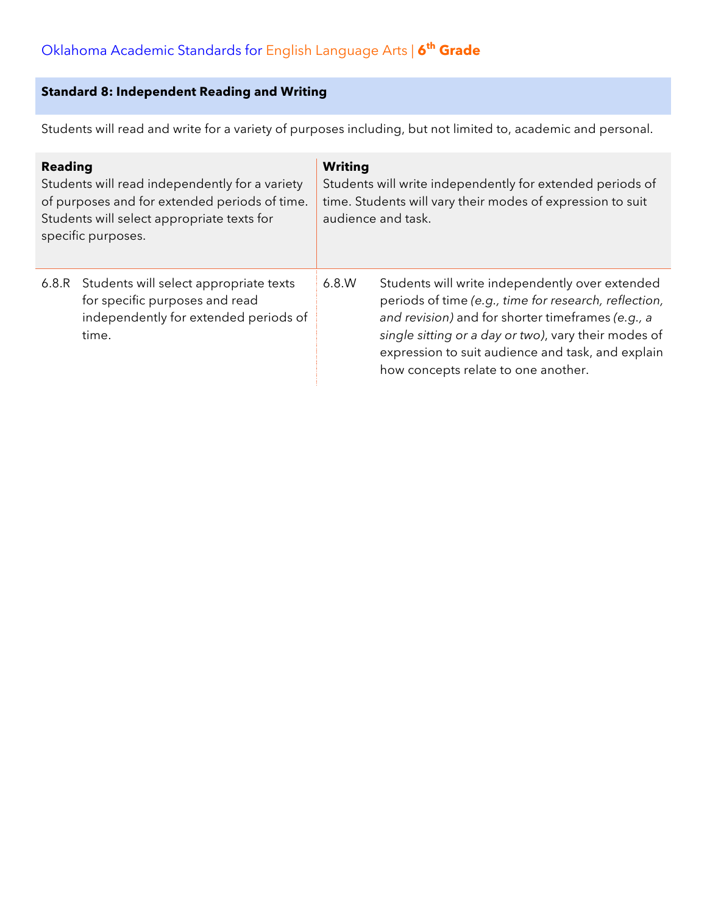## Standard 8: Independent Reading and Writing

Students will read and write for a variety of purposes including, but not limited to, academic and personal.

| **Reading**<br>Students will read independently for a variety of purposes and for extended periods of time. Students will select appropriate texts for specific purposes. | | **Writing**<br>Students will write independently for extended periods of time. Students will vary their modes of expression to suit audience and task. | |
|---|---|---|---|
| 6.8.R | Students will select appropriate texts for specific purposes and read independently for extended periods of time. | 6.8.W | Students will write independently over extended periods of time *(e.g., time for research, reflection, and revision)* and for shorter timeframes *(e.g., a single sitting or a day or two)*, vary their modes of expression to suit audience and task, and explain how concepts relate to one another. |